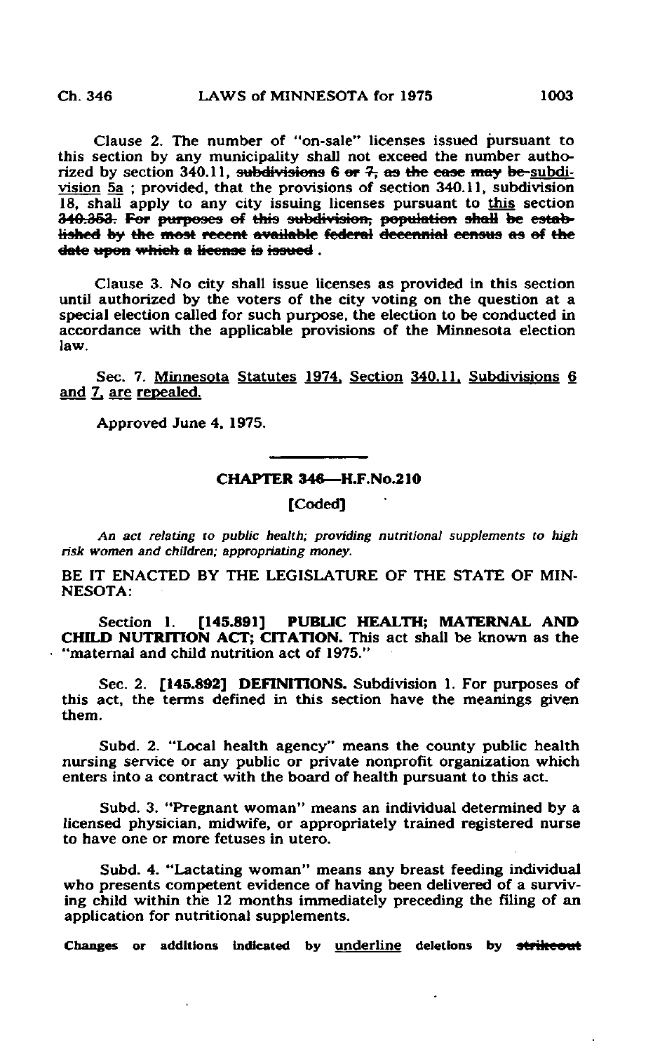Clause 2. The number of "on-sale" licenses issued pursuant to this section by any municipality shall not exceed the number authorized by section 340.11, ~~subdivisions 6 or 7, as the case may be~~ subdivision 5a ; provided, that the provisions of section 340.11, subdivision 18, shall apply to any city issuing licenses pursuant to this section ~~340.353. For purposes of this subdivision, population shall be established by the most recent available federal decennial census as of the date upon which a license is issued~~ .

Clause 3. No city shall issue licenses as provided in this section until authorized by the voters of the city voting on the question at a special election called for such purpose, the election to be conducted in accordance with the applicable provisions of the Minnesota election law.

Sec. 7. Minnesota Statutes 1974, Section 340.11, Subdivisions 6 and 7, are repealed.

Approved June 4, 1975.

---

## CHAPTER 346—H.F.No.210

[Coded]

*An act relating to public health; providing nutritional supplements to high risk women and children; appropriating money.*

BE IT ENACTED BY THE LEGISLATURE OF THE STATE OF MINNESOTA:

Section 1. **[145.891] PUBLIC HEALTH; MATERNAL AND CHILD NUTRITION ACT; CITATION.** This act shall be known as the "maternal and child nutrition act of 1975."

Sec. 2. **[145.892] DEFINITIONS.** Subdivision 1. For purposes of this act, the terms defined in this section have the meanings given them.

Subd. 2. "Local health agency" means the county public health nursing service or any public or private nonprofit organization which enters into a contract with the board of health pursuant to this act.

Subd. 3. "Pregnant woman" means an individual determined by a licensed physician, midwife, or appropriately trained registered nurse to have one or more fetuses in utero.

Subd. 4. "Lactating woman" means any breast feeding individual who presents competent evidence of having been delivered of a surviving child within the 12 months immediately preceding the filing of an application for nutritional supplements.

Changes or additions indicated by underline deletions by ~~strikeout~~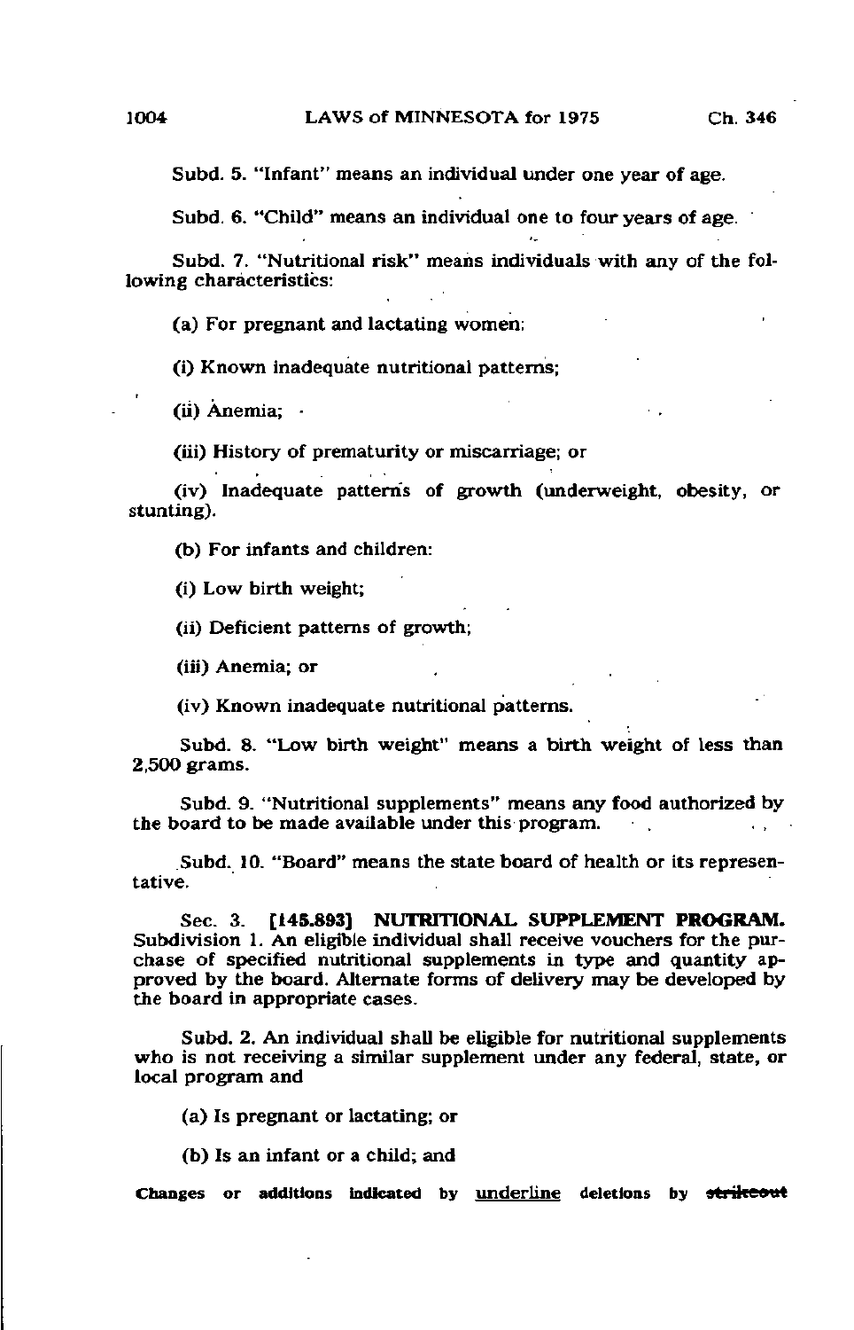Subd. 5. "Infant" means an individual under one year of age.

Subd. 6. "Child" means an individual one to four years of age.

Subd. 7. "Nutritional risk" means individuals with any of the following characteristics:

(a) For pregnant and lactating women:

(i) Known inadequate nutritional patterns;

(ii) Anemia;

(iii) History of prematurity or miscarriage; or

(iv) Inadequate patterns of growth (underweight, obesity, or stunting).

(b) For infants and children:

(i) Low birth weight;

(ii) Deficient patterns of growth;

(iii) Anemia; or

(iv) Known inadequate nutritional patterns.

Subd. 8. "Low birth weight" means a birth weight of less than 2,500 grams.

Subd. 9. "Nutritional supplements" means any food authorized by the board to be made available under this program.

Subd. 10. "Board" means the state board of health or its representative.

Sec. 3. **[145.893] NUTRITIONAL SUPPLEMENT PROGRAM.** Subdivision 1. An eligible individual shall receive vouchers for the purchase of specified nutritional supplements in type and quantity approved by the board. Alternate forms of delivery may be developed by the board in appropriate cases.

Subd. 2. An individual shall be eligible for nutritional supplements who is not receiving a similar supplement under any federal, state, or local program and

(a) Is pregnant or lactating; or

(b) Is an infant or a child; and

Changes or additions indicated by underline deletions by ~~strikeout~~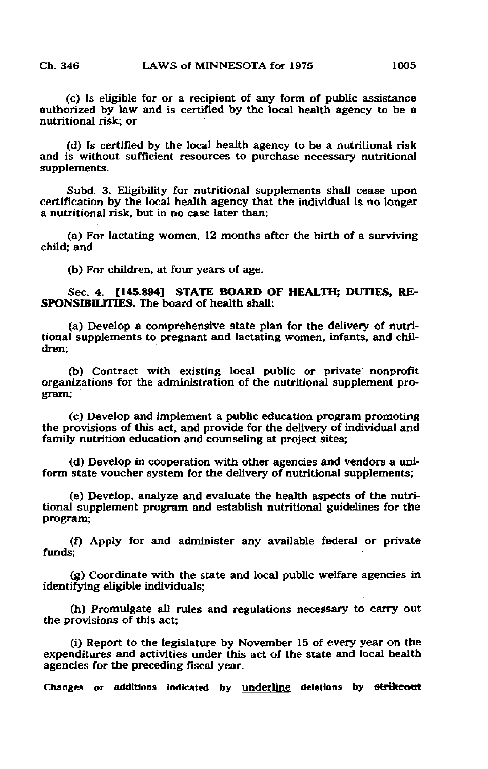(c) Is eligible for or a recipient of any form of public assistance authorized by law and is certified by the local health agency to be a nutritional risk; or

(d) Is certified by the local health agency to be a nutritional risk and is without sufficient resources to purchase necessary nutritional supplements.

Subd. 3. Eligibility for nutritional supplements shall cease upon certification by the local health agency that the individual is no longer a nutritional risk, but in no case later than:

(a) For lactating women, 12 months after the birth of a surviving child; and

(b) For children, at four years of age.

Sec. 4. **[145.894] STATE BOARD OF HEALTH; DUTIES, RESPONSIBILITIES.** The board of health shall:

(a) Develop a comprehensive state plan for the delivery of nutritional supplements to pregnant and lactating women, infants, and children;

(b) Contract with existing local public or private nonprofit organizations for the administration of the nutritional supplement program;

(c) Develop and implement a public education program promoting the provisions of this act, and provide for the delivery of individual and family nutrition education and counseling at project sites;

(d) Develop in cooperation with other agencies and vendors a uniform state voucher system for the delivery of nutritional supplements;

(e) Develop, analyze and evaluate the health aspects of the nutritional supplement program and establish nutritional guidelines for the program;

(f) Apply for and administer any available federal or private funds;

(g) Coordinate with the state and local public welfare agencies in identifying eligible individuals;

(h) Promulgate all rules and regulations necessary to carry out the provisions of this act;

(i) Report to the legislature by November 15 of every year on the expenditures and activities under this act of the state and local health agencies for the preceding fiscal year.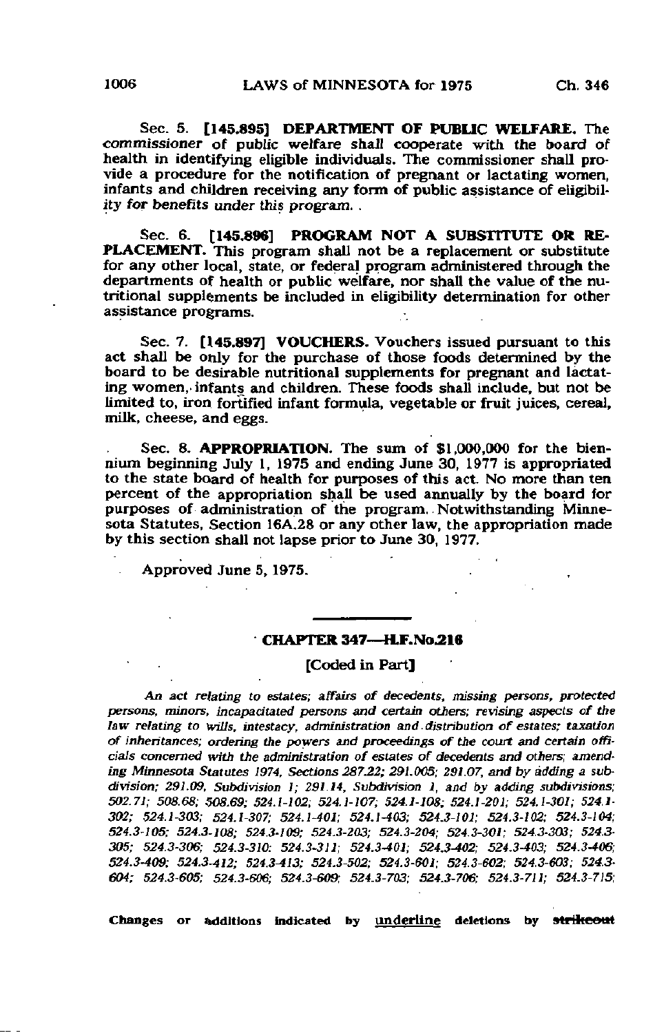Sec. 5. **[145.895] DEPARTMENT OF PUBLIC WELFARE.** The commissioner of public welfare shall cooperate with the board of health in identifying eligible individuals. The commissioner shall provide a procedure for the notification of pregnant or lactating women, infants and children receiving any form of public assistance of eligibility for benefits under this program.

Sec. 6. **[145.896] PROGRAM NOT A SUBSTITUTE OR REPLACEMENT.** This program shall not be a replacement or substitute for any other local, state, or federal program administered through the departments of health or public welfare, nor shall the value of the nutritional supplements be included in eligibility determination for other assistance programs.

Sec. 7. **[145.897] VOUCHERS.** Vouchers issued pursuant to this act shall be only for the purchase of those foods determined by the board to be desirable nutritional supplements for pregnant and lactating women, infants and children. These foods shall include, but not be limited to, iron fortified infant formula, vegetable or fruit juices, cereal, milk, cheese, and eggs.

Sec. 8. **APPROPRIATION.** The sum of $1,000,000 for the biennium beginning July 1, 1975 and ending June 30, 1977 is appropriated to the state board of health for purposes of this act. No more than ten percent of the appropriation shall be used annually by the board for purposes of administration of the program. Notwithstanding Minnesota Statutes, Section 16A.28 or any other law, the appropriation made by this section shall not lapse prior to June 30, 1977.

Approved June 5, 1975.

---

## CHAPTER 347—H.F.No.216

[Coded in Part]

*An act relating to estates; affairs of decedents, missing persons, protected persons, minors, incapacitated persons and certain others; revising aspects of the law relating to wills, intestacy, administration and distribution of estates; taxation of inheritances; ordering the powers and proceedings of the court and certain officials concerned with the administration of estates of decedents and others; amending Minnesota Statutes 1974, Sections 287.22; 291.005; 291.07, and by adding a subdivision; 291.09, Subdivision 1; 291.14, Subdivision 1, and by adding subdivisions; 502.71; 508.68; 508.69; 524.1-102; 524.1-107; 524.1-108; 524.1-201; 524.1-301; 524.1-302; 524.1-303; 524.1-307; 524.1-401; 524.1-403; 524.3-101; 524.3-102; 524.3-104; 524.3-105; 524.3-108; 524.3-109; 524.3-203; 524.3-204; 524.3-301; 524.3-303; 524.3-305; 524.3-306; 524.3-310; 524.3-311; 524.3-401; 524.3-402; 524.3-403; 524.3-406; 524.3-409; 524.3-412; 524.3-413; 524.3-502; 524.3-601; 524.3-602; 524.3-603; 524.3-604; 524.3-605; 524.3-606; 524.3-609; 524.3-703; 524.3-706; 524.3-711; 524.3-715;*

Changes or additions indicated by underline deletions by ~~strikeout~~